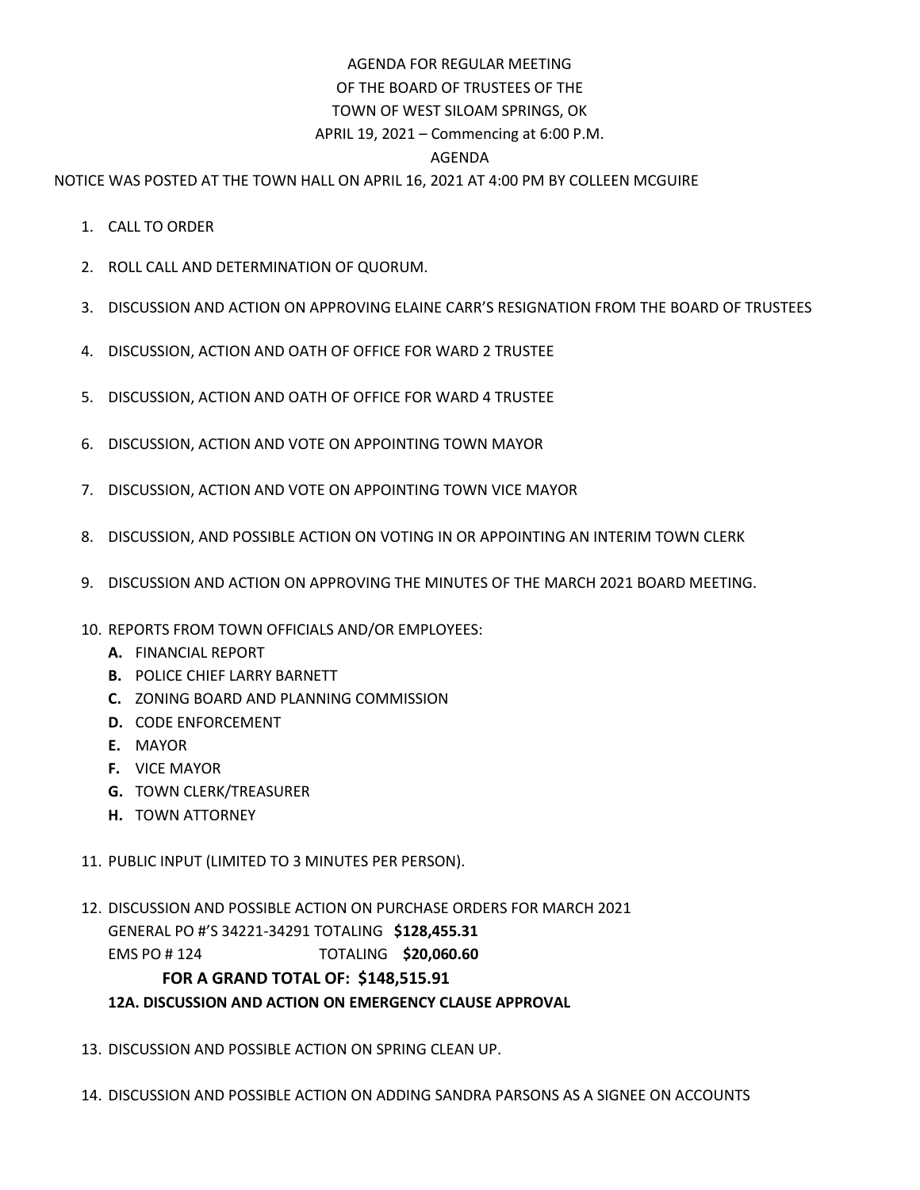AGENDA FOR REGULAR MEETING
OF THE BOARD OF TRUSTEES OF THE
TOWN OF WEST SILOAM SPRINGS, OK
APRIL 19, 2021 – Commencing at 6:00 P.M.
AGENDA

NOTICE WAS POSTED AT THE TOWN HALL ON APRIL 16, 2021 AT 4:00 PM BY COLLEEN MCGUIRE

1. CALL TO ORDER
2. ROLL CALL AND DETERMINATION OF QUORUM.
3. DISCUSSION AND ACTION ON APPROVING ELAINE CARR'S RESIGNATION FROM THE BOARD OF TRUSTEES
4. DISCUSSION, ACTION AND OATH OF OFFICE FOR WARD 2 TRUSTEE
5. DISCUSSION, ACTION AND OATH OF OFFICE FOR WARD 4 TRUSTEE
6. DISCUSSION, ACTION AND VOTE ON APPOINTING TOWN MAYOR
7. DISCUSSION, ACTION AND VOTE ON APPOINTING TOWN VICE MAYOR
8. DISCUSSION, AND POSSIBLE ACTION ON VOTING IN OR APPOINTING AN INTERIM TOWN CLERK
9. DISCUSSION AND ACTION ON APPROVING THE MINUTES OF THE MARCH 2021 BOARD MEETING.
10. REPORTS FROM TOWN OFFICIALS AND/OR EMPLOYEES:
    - **A.** FINANCIAL REPORT
    - **B.** POLICE CHIEF LARRY BARNETT
    - **C.** ZONING BOARD AND PLANNING COMMISSION
    - **D.** CODE ENFORCEMENT
    - **E.** MAYOR
    - **F.** VICE MAYOR
    - **G.** TOWN CLERK/TREASURER
    - **H.** TOWN ATTORNEY
11. PUBLIC INPUT (LIMITED TO 3 MINUTES PER PERSON).
12. DISCUSSION AND POSSIBLE ACTION ON PURCHASE ORDERS FOR MARCH 2021
    GENERAL PO #'S 34221-34291 TOTALING **$128,455.31**
    EMS PO # 124 TOTALING **$20,060.60**
    **FOR A GRAND TOTAL OF: $148,515.91**
    **12A. DISCUSSION AND ACTION ON EMERGENCY CLAUSE APPROVAL**
13. DISCUSSION AND POSSIBLE ACTION ON SPRING CLEAN UP.
14. DISCUSSION AND POSSIBLE ACTION ON ADDING SANDRA PARSONS AS A SIGNEE ON ACCOUNTS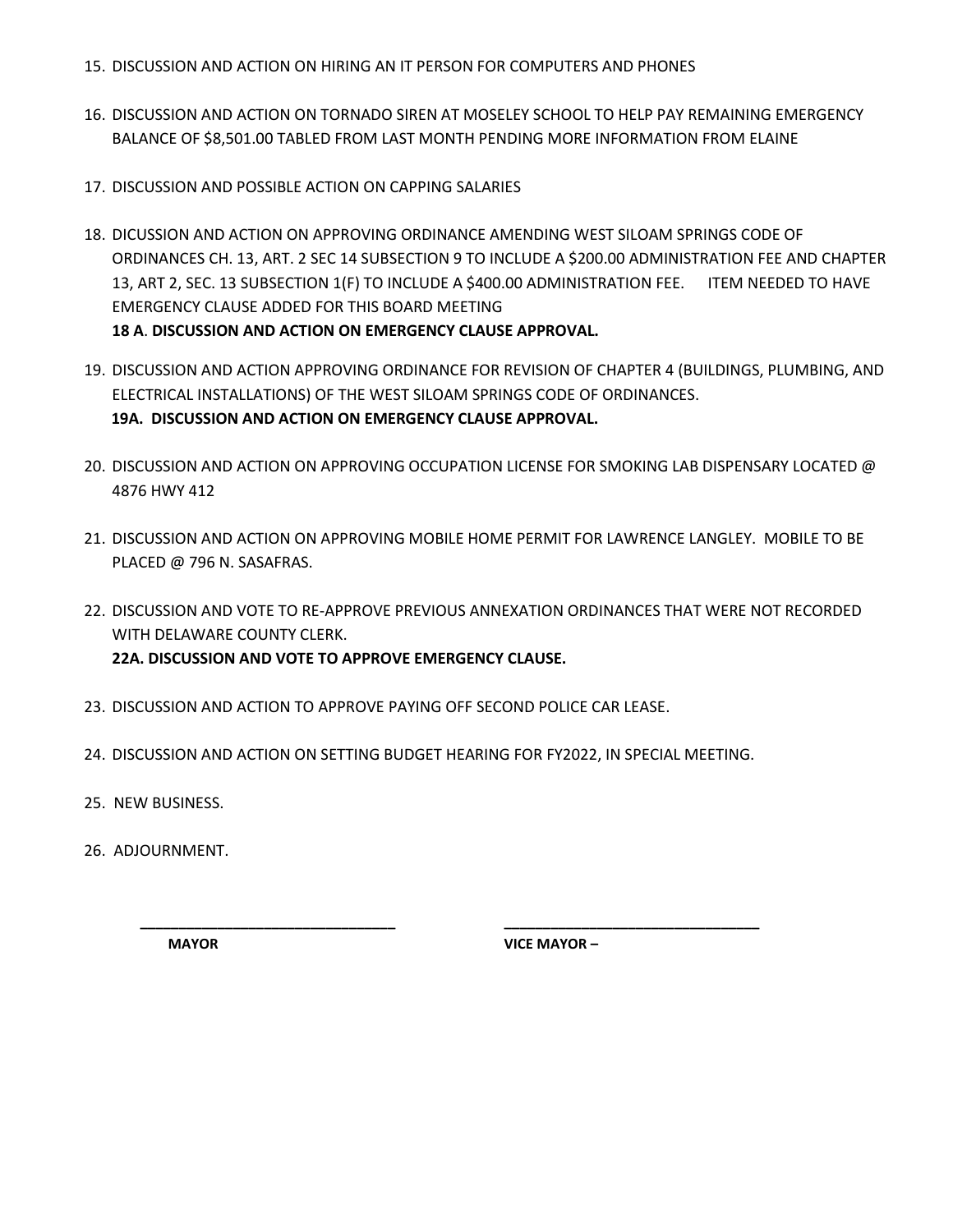15. DISCUSSION AND ACTION ON HIRING AN IT PERSON FOR COMPUTERS AND PHONES

16. DISCUSSION AND ACTION ON TORNADO SIREN AT MOSELEY SCHOOL TO HELP PAY REMAINING EMERGENCY BALANCE OF $8,501.00 TABLED FROM LAST MONTH PENDING MORE INFORMATION FROM ELAINE

17. DISCUSSION AND POSSIBLE ACTION ON CAPPING SALARIES

18. DICUSSION AND ACTION ON APPROVING ORDINANCE AMENDING WEST SILOAM SPRINGS CODE OF ORDINANCES CH. 13, ART. 2 SEC 14 SUBSECTION 9 TO INCLUDE A $200.00 ADMINISTRATION FEE AND CHAPTER 13, ART 2, SEC. 13 SUBSECTION 1(F) TO INCLUDE A $400.00 ADMINISTRATION FEE. ITEM NEEDED TO HAVE EMERGENCY CLAUSE ADDED FOR THIS BOARD MEETING
    **18 A**. **DISCUSSION AND ACTION ON EMERGENCY CLAUSE APPROVAL.**

19. DISCUSSION AND ACTION APPROVING ORDINANCE FOR REVISION OF CHAPTER 4 (BUILDINGS, PLUMBING, AND ELECTRICAL INSTALLATIONS) OF THE WEST SILOAM SPRINGS CODE OF ORDINANCES.
    **19A. DISCUSSION AND ACTION ON EMERGENCY CLAUSE APPROVAL.**

20. DISCUSSION AND ACTION ON APPROVING OCCUPATION LICENSE FOR SMOKING LAB DISPENSARY LOCATED @ 4876 HWY 412

21. DISCUSSION AND ACTION ON APPROVING MOBILE HOME PERMIT FOR LAWRENCE LANGLEY. MOBILE TO BE PLACED @ 796 N. SASAFRAS.

22. DISCUSSION AND VOTE TO RE-APPROVE PREVIOUS ANNEXATION ORDINANCES THAT WERE NOT RECORDED WITH DELAWARE COUNTY CLERK.
    **22A. DISCUSSION AND VOTE TO APPROVE EMERGENCY CLAUSE.**

23. DISCUSSION AND ACTION TO APPROVE PAYING OFF SECOND POLICE CAR LEASE.

24. DISCUSSION AND ACTION ON SETTING BUDGET HEARING FOR FY2022, IN SPECIAL MEETING.

25. NEW BUSINESS.

26. ADJOURNMENT.

\_\_\_\_\_\_\_\_\_\_\_\_\_\_\_\_\_\_\_\_\_\_\_\_\_\_\_\_\_\_\_\_ \_\_\_\_\_\_\_\_\_\_\_\_\_\_\_\_\_\_\_\_\_\_\_\_\_\_\_\_\_\_\_\_

**MAYOR** **VICE MAYOR –**